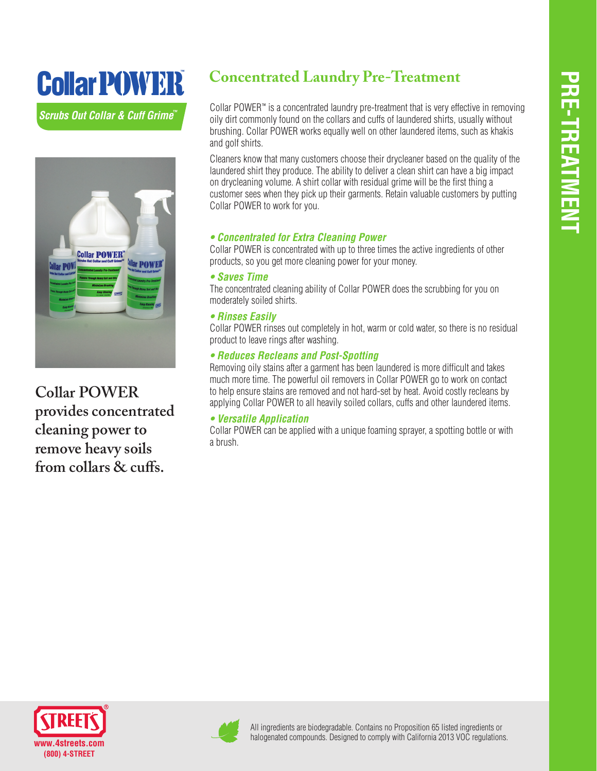# Collar POWER

***Scrubs Out Collar & Cuff Grime™***

**Collar POWER provides concentrated cleaning power to remove heavy soils from collars & cuffs.**

## Concentrated Laundry Pre-Treatment

Collar POWER™ is a concentrated laundry pre-treatment that is very effective in removing oily dirt commonly found on the collars and cuffs of laundered shirts, usually without brushing. Collar POWER works equally well on other laundered items, such as khakis and golf shirts.

Cleaners know that many customers choose their drycleaner based on the quality of the laundered shirt they produce. The ability to deliver a clean shirt can have a big impact on drycleaning volume. A shirt collar with residual grime will be the first thing a customer sees when they pick up their garments. Retain valuable customers by putting Collar POWER to work for you.

- ***Concentrated for Extra Cleaning Power***
  Collar POWER is concentrated with up to three times the active ingredients of other products, so you get more cleaning power for your money.

- ***Saves Time***
  The concentrated cleaning ability of Collar POWER does the scrubbing for you on moderately soiled shirts.

- ***Rinses Easily***
  Collar POWER rinses out completely in hot, warm or cold water, so there is no residual product to leave rings after washing.

- ***Reduces Recleans and Post-Spotting***
  Removing oily stains after a garment has been laundered is more difficult and takes much more time. The powerful oil removers in Collar POWER go to work on contact to help ensure stains are removed and not hard-set by heat. Avoid costly recleans by applying Collar POWER to all heavily soiled collars, cuffs and other laundered items.

- ***Versatile Application***
  Collar POWER can be applied with a unique foaming sprayer, a spotting bottle or with a brush.

PRE-TREATMENT

STREETS®
www.4streets.com
(800) 4-STREET

All ingredients are biodegradable. Contains no Proposition 65 listed ingredients or halogenated compounds. Designed to comply with California 2013 VOC regulations.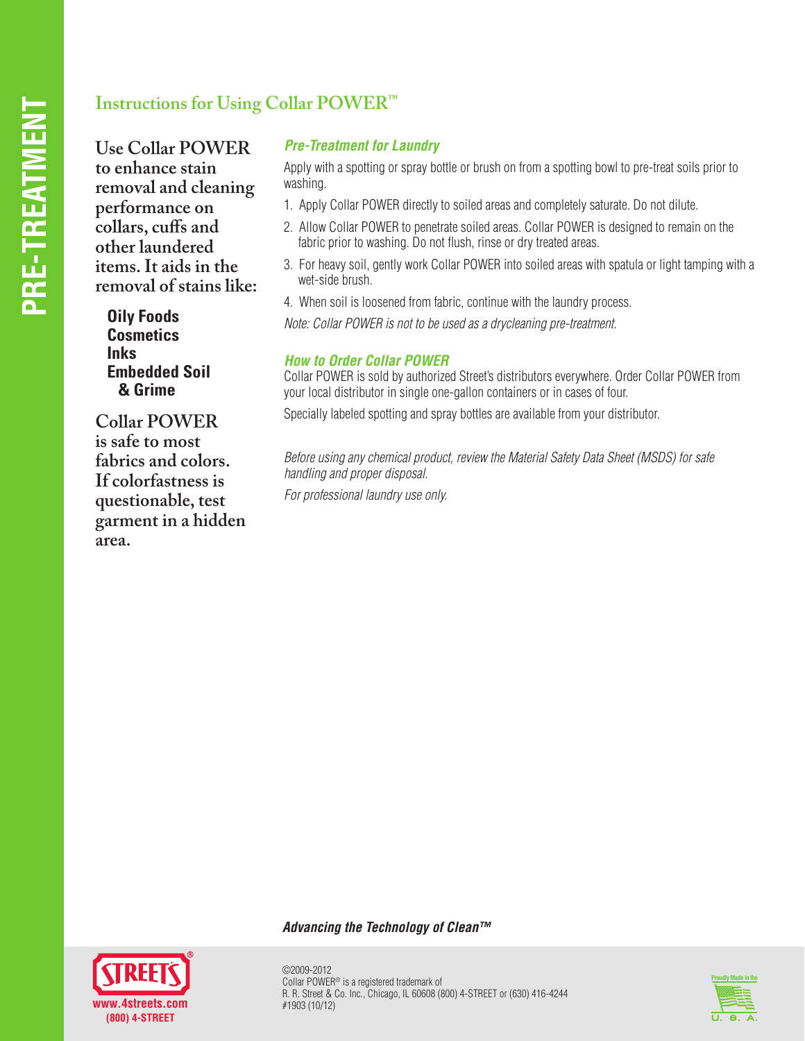# PRE-TREATMENT

## Instructions for Using Collar POWER™

**Use Collar POWER to enhance stain removal and cleaning performance on collars, cuffs and other laundered items. It aids in the removal of stains like:**

- **Oily Foods**
- **Cosmetics**
- **Inks**
- **Embedded Soil & Grime**

**Collar POWER is safe to most fabrics and colors. If colorfastness is questionable, test garment in a hidden area.**

### *Pre-Treatment for Laundry*

Apply with a spotting or spray bottle or brush on from a spotting bowl to pre-treat soils prior to washing.

1. Apply Collar POWER directly to soiled areas and completely saturate. Do not dilute.
2. Allow Collar POWER to penetrate soiled areas. Collar POWER is designed to remain on the fabric prior to washing. Do not flush, rinse or dry treated areas.
3. For heavy soil, gently work Collar POWER into soiled areas with spatula or light tamping with a wet-side brush.
4. When soil is loosened from fabric, continue with the laundry process.

*Note: Collar POWER is not to be used as a drycleaning pre-treatment.*

### *How to Order Collar POWER*

Collar POWER is sold by authorized Street's distributors everywhere. Order Collar POWER from your local distributor in single one-gallon containers or in cases of four.

Specially labeled spotting and spray bottles are available from your distributor.

*Before using any chemical product, review the Material Safety Data Sheet (MSDS) for safe handling and proper disposal.*

*For professional laundry use only.*

***Advancing the Technology of Clean™***

STREETS®
www.4streets.com
(800) 4-STREET

©2009-2012
Collar POWER® is a registered trademark of
R. R. Street & Co. Inc., Chicago, IL 60608 (800) 4-STREET or (630) 416-4244
#1903 (10/12)

Proudly Made in the U. S. A.